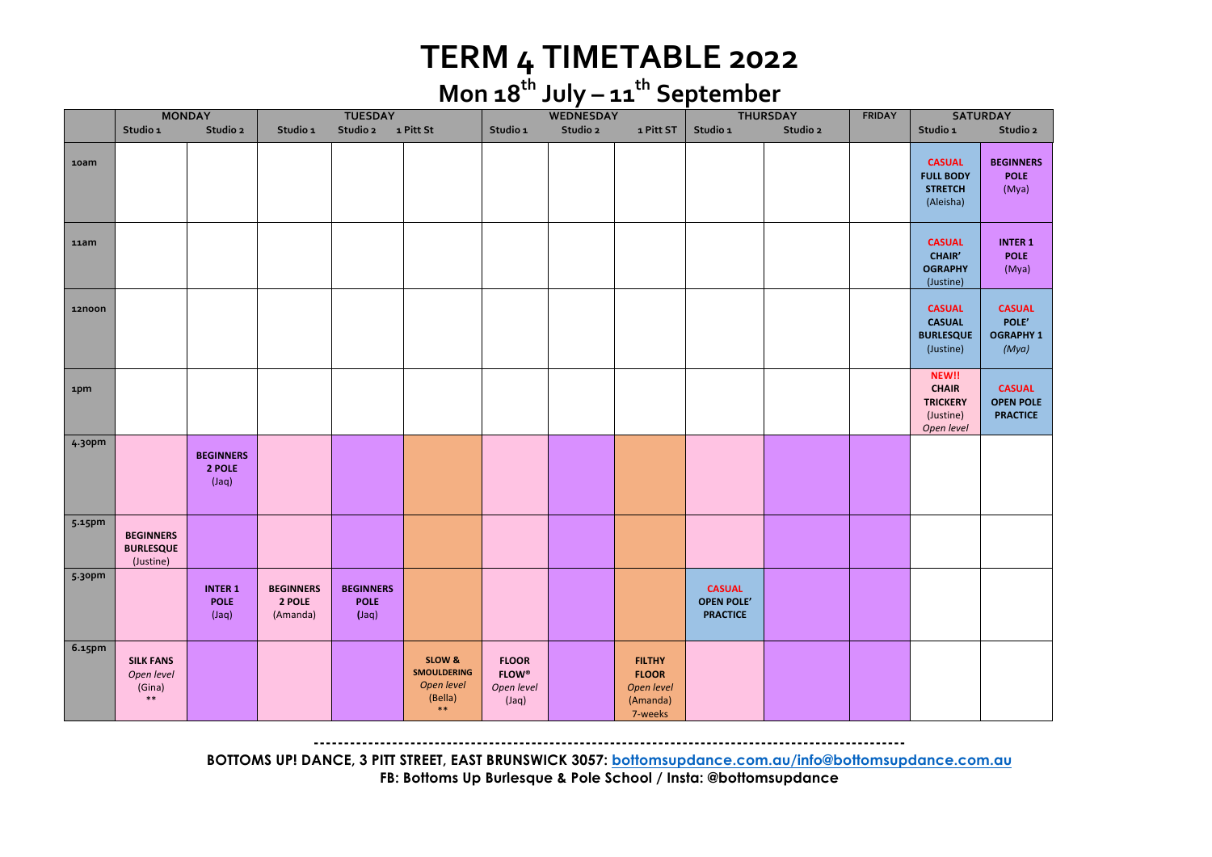# TERM 4 TIMETABLE 2022

## Mon 18th July – 11th September

| | MONDAY | | TUESDAY | | | WEDNESDAY | | | THURSDAY | | FRIDAY | SATURDAY | |
|---|---|---|---|---|---|---|---|---|---|---|---|---|---|
| | Studio 1 | Studio 2 | Studio 1 | Studio 2 | 1 Pitt St | Studio 1 | Studio 2 | 1 Pitt ST | Studio 1 | Studio 2 | | Studio 1 | Studio 2 |
| 10am | | | | | | | | | | | | **CASUAL FULL BODY STRETCH** (Aleisha) | **BEGINNERS POLE** (Mya) |
| 11am | | | | | | | | | | | | **CASUAL CHAIR' OGRAPHY** (Justine) | **INTER 1 POLE** (Mya) |
| 12noon | | | | | | | | | | | | **CASUAL CASUAL BURLESQUE** (Justine) | **CASUAL POLE' OGRAPHY 1** *(Mya)* |
| 1pm | | | | | | | | | | | | **NEW!! CHAIR TRICKERY** (Justine) *Open level* | **CASUAL OPEN POLE PRACTICE** |
| 4.30pm | | **BEGINNERS 2 POLE** (Jaq) | | | | | | | | | | | |
| 5.15pm | **BEGINNERS BURLESQUE** (Justine) | | | | | | | | | | | | |
| 5.30pm | | **INTER 1 POLE** (Jaq) | **BEGINNERS 2 POLE** (Amanda) | **BEGINNERS POLE** (Jaq) | | | | | **CASUAL OPEN POLE' PRACTICE** | | | | |
| 6.15pm | **SILK FANS** *Open level* (Gina) ** | | | | **SLOW & SMOULDERING** *Open level* (Bella) ** | **FLOOR FLOW®** *Open level* (Jaq) | | **FILTHY FLOOR** *Open level* (Amanda) 7-weeks | | | | | |

---

**BOTTOMS UP! DANCE, 3 PITT STREET, EAST BRUNSWICK 3057: bottomsupdance.com.au/info@bottomsupdance.com.au**
**FB: Bottoms Up Burlesque & Pole School / Insta: @bottomsupdance**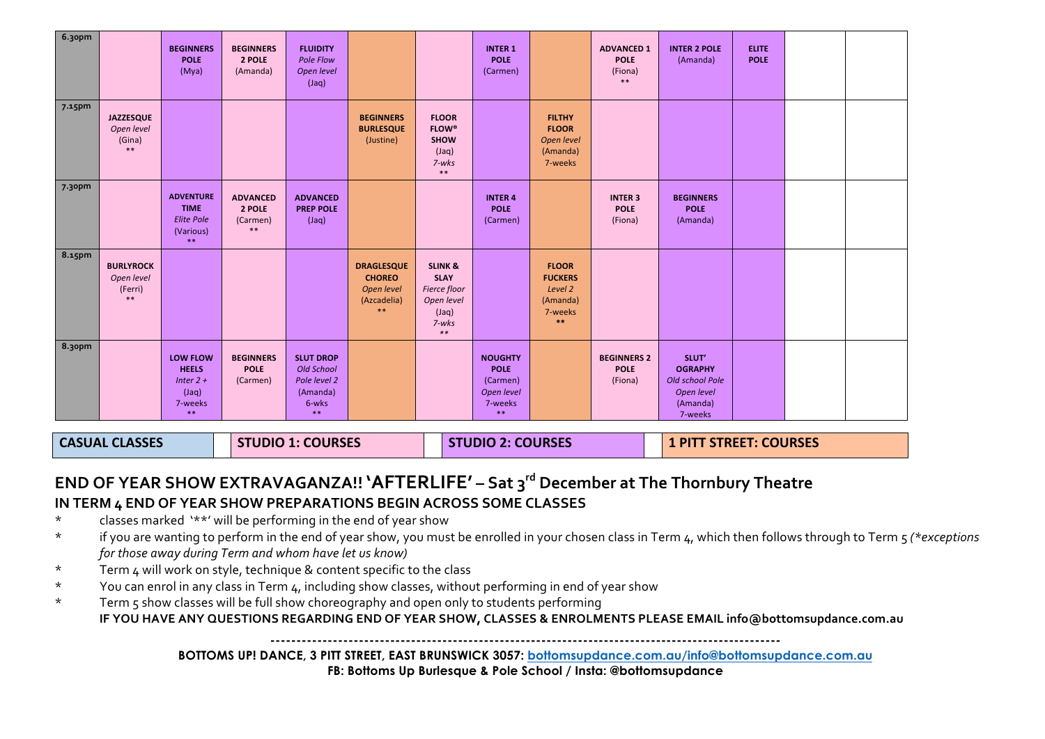| | | | | | | | | | | | | | |
|---|---|---|---|---|---|---|---|---|---|---|---|---|---|
| **6.30pm** | | **BEGINNERS POLE** (Mya) | **BEGINNERS 2 POLE** (Amanda) | **FLUIDITY** *Pole Flow Open level* (Jaq) | | | **INTER 1 POLE** (Carmen) | | **ADVANCED 1 POLE** (Fiona) ** | **INTER 2 POLE** (Amanda) | **ELITE POLE** | | |
| **7.15pm** | **JAZZESQUE** *Open level* (Gina) ** | | | | **BEGINNERS BURLESQUE** (Justine) | **FLOOR FLOW® SHOW** (Jaq) *7-wks* ** | | **FILTHY FLOOR** *Open level* (Amanda) 7-weeks | | | | | |
| **7.30pm** | | **ADVENTURE TIME** *Elite Pole* (Various) ** | **ADVANCED 2 POLE** (Carmen) ** | **ADVANCED PREP POLE** (Jaq) | | | **INTER 4 POLE** (Carmen) | | **INTER 3 POLE** (Fiona) | **BEGINNERS POLE** (Amanda) | | | |
| **8.15pm** | **BURLYROCK** *Open level* (Ferri) ** | | | | **DRAGLESQUE CHOREO** *Open level* (Azcadelia) ** | **SLINK & SLAY** *Fierce floor Open level* (Jaq) *7-wks* ** | | **FLOOR FUCKERS** *Level 2* (Amanda) 7-weeks ** | | | | | |
| **8.30pm** | | **LOW FLOW HEELS** *Inter 2 +* (Jaq) 7-weeks ** | **BEGINNERS POLE** (Carmen) | **SLUT DROP** *Old School Pole level 2* (Amanda) 6-wks ** | | | **NOUGHTY POLE** (Carmen) *Open level* 7-weeks ** | | **BEGINNERS 2 POLE** (Fiona) | **SLUT' OGRAPHY** *Old school Pole Open level* (Amanda) 7-weeks | | | |

| CASUAL CLASSES | STUDIO 1: COURSES | STUDIO 2: COURSES | 1 PITT STREET: COURSES |
|---|---|---|---|

## END OF YEAR SHOW EXTRAVAGANZA!! 'AFTERLIFE' – Sat 3rd December at The Thornbury Theatre

### IN TERM 4 END OF YEAR SHOW PREPARATIONS BEGIN ACROSS SOME CLASSES

- classes marked '**' will be performing in the end of year show
- if you are wanting to perform in the end of year show, you must be enrolled in your chosen class in Term 4, which then follows through to Term 5 *(*exceptions for those away during Term and whom have let us know)*
- Term 4 will work on style, technique & content specific to the class
- You can enrol in any class in Term 4, including show classes, without performing in end of year show
- Term 5 show classes will be full show choreography and open only to students performing

**IF YOU HAVE ANY QUESTIONS REGARDING END OF YEAR SHOW, CLASSES & ENROLMENTS PLEASE EMAIL info@bottomsupdance.com.au**

---

**BOTTOMS UP! DANCE, 3 PITT STREET, EAST BRUNSWICK 3057: bottomsupdance.com.au/info@bottomsupdance.com.au**

**FB: Bottoms Up Burlesque & Pole School / Insta: @bottomsupdance**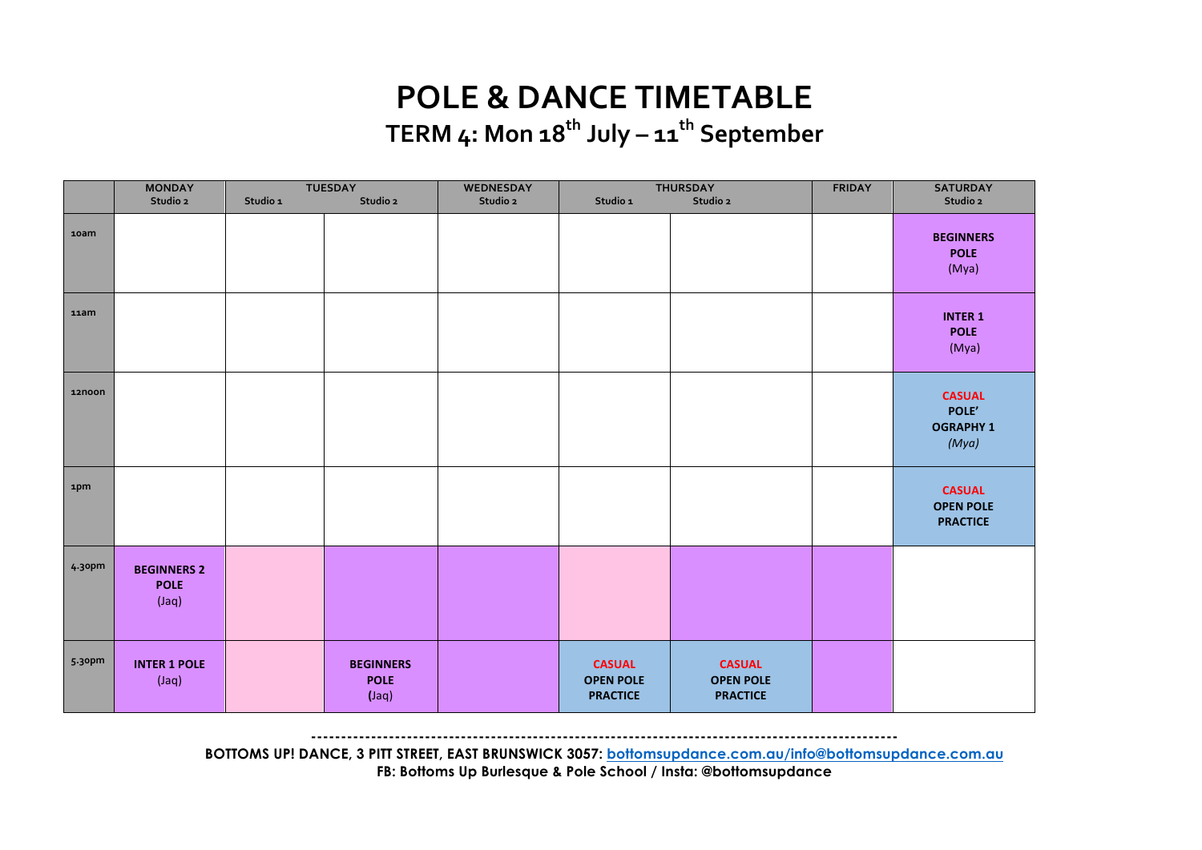# POLE & DANCE TIMETABLE

## TERM 4: Mon 18th July – 11th September

| | MONDAY Studio 2 | TUESDAY Studio 1 | TUESDAY Studio 2 | WEDNESDAY Studio 2 | THURSDAY Studio 1 | THURSDAY Studio 2 | FRIDAY | SATURDAY Studio 2 |
|---|---|---|---|---|---|---|---|---|
| 10am | | | | | | | | **BEGINNERS POLE** (Mya) |
| 11am | | | | | | | | **INTER 1 POLE** (Mya) |
| 12noon | | | | | | | | **CASUAL POLE' OGRAPHY 1** *(Mya)* |
| 1pm | | | | | | | | **CASUAL OPEN POLE PRACTICE** |
| 4.30pm | **BEGINNERS 2 POLE** (Jaq) | | | | | | | |
| 5.30pm | **INTER 1 POLE** (Jaq) | | **BEGINNERS POLE** (Jaq) | | **CASUAL OPEN POLE PRACTICE** | **CASUAL OPEN POLE PRACTICE** | | |

---

**BOTTOMS UP! DANCE, 3 PITT STREET, EAST BRUNSWICK 3057: bottomsupdance.com.au/info@bottomsupdance.com.au**

**FB: Bottoms Up Burlesque & Pole School / Insta: @bottomsupdance**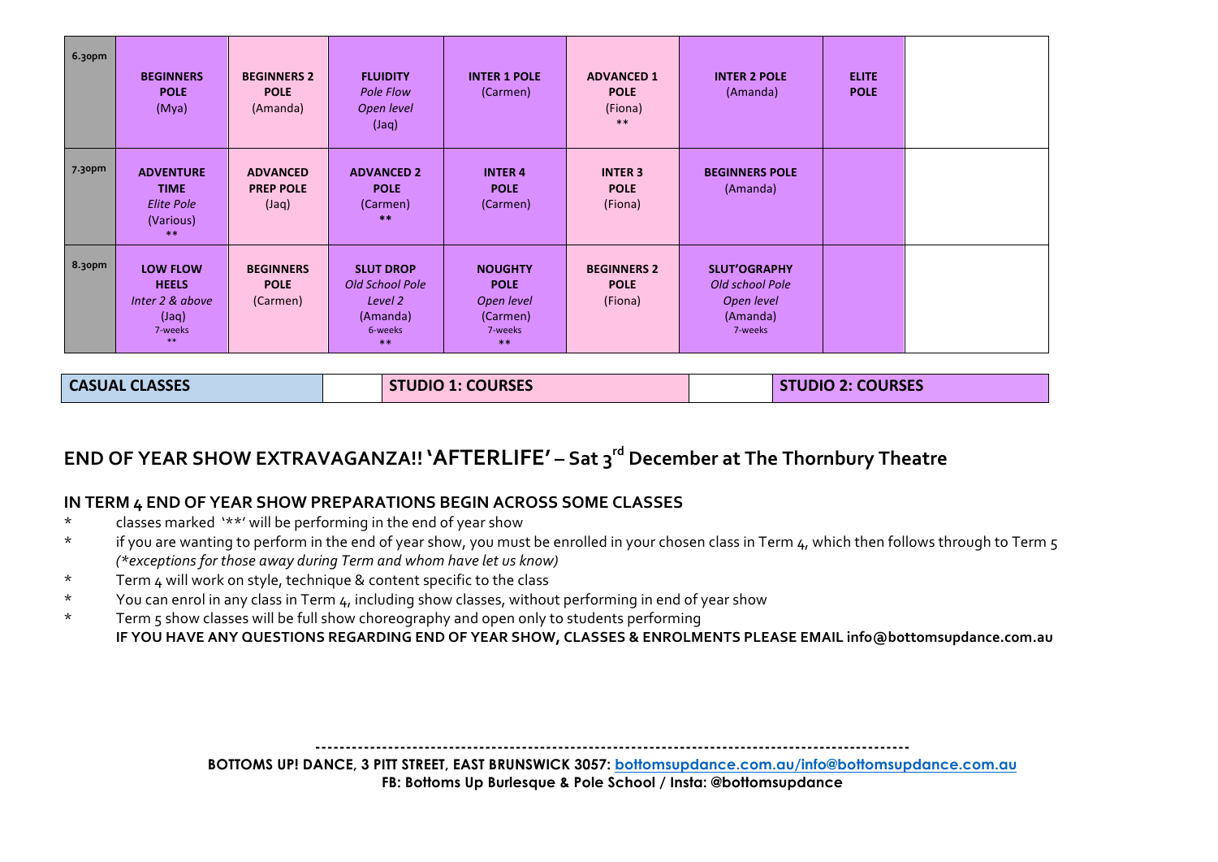| | | | | | | | | |
|---|---|---|---|---|---|---|---|---|
| 6.30pm | **BEGINNERS POLE** (Mya) | **BEGINNERS 2 POLE** (Amanda) | **FLUIDITY** *Pole Flow* *Open level* (Jaq) | **INTER 1 POLE** (Carmen) | **ADVANCED 1 POLE** (Fiona) ** | **INTER 2 POLE** (Amanda) | **ELITE POLE** | |
| 7.30pm | **ADVENTURE TIME** *Elite Pole* (Various) ** | **ADVANCED PREP POLE** (Jaq) | **ADVANCED 2 POLE** (Carmen) ** | **INTER 4 POLE** (Carmen) | **INTER 3 POLE** (Fiona) | **BEGINNERS POLE** (Amanda) | | |
| 8.30pm | **LOW FLOW HEELS** *Inter 2 & above* (Jaq) 7-weeks ** | **BEGINNERS POLE** (Carmen) | **SLUT DROP** *Old School Pole* *Level 2* (Amanda) 6-weeks ** | **NOUGHTY POLE** *Open level* (Carmen) 7-weeks ** | **BEGINNERS 2 POLE** (Fiona) | **SLUT'OGRAPHY** *Old school Pole* *Open level* (Amanda) 7-weeks | | |

| | | | | |
|---|---|---|---|---|
| **CASUAL CLASSES** | | **STUDIO 1: COURSES** | | **STUDIO 2: COURSES** |

## END OF YEAR SHOW EXTRAVAGANZA!! 'AFTERLIFE' – Sat 3rd December at The Thornbury Theatre

### IN TERM 4 END OF YEAR SHOW PREPARATIONS BEGIN ACROSS SOME CLASSES

- classes marked '**' will be performing in the end of year show
- if you are wanting to perform in the end of year show, you must be enrolled in your chosen class in Term 4, which then follows through to Term 5 *(*exceptions for those away during Term and whom have let us know)*
- Term 4 will work on style, technique & content specific to the class
- You can enrol in any class in Term 4, including show classes, without performing in end of year show
- Term 5 show classes will be full show choreography and open only to students performing

**IF YOU HAVE ANY QUESTIONS REGARDING END OF YEAR SHOW, CLASSES & ENROLMENTS PLEASE EMAIL info@bottomsupdance.com.au**

---

**BOTTOMS UP! DANCE, 3 PITT STREET, EAST BRUNSWICK 3057: bottomsupdance.com.au/info@bottomsupdance.com.au**
**FB: Bottoms Up Burlesque & Pole School / Insta: @bottomsupdance**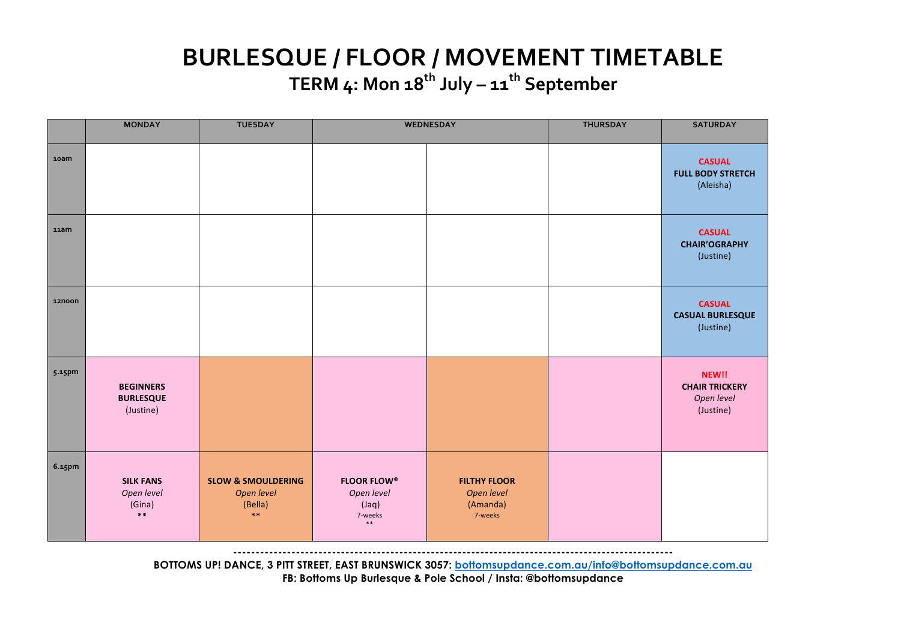# BURLESQUE / FLOOR / MOVEMENT TIMETABLE

## TERM 4: Mon 18th July – 11th September

| | MONDAY | TUESDAY | WEDNESDAY | | THURSDAY | SATURDAY |
|---|---|---|---|---|---|---|
| 10am | | | | | | CASUAL<br>**FULL BODY STRETCH**<br>(Aleisha) |
| 11am | | | | | | CASUAL<br>**CHAIR'OGRAPHY**<br>(Justine) |
| 12noon | | | | | | CASUAL<br>**CASUAL BURLESQUE**<br>(Justine) |
| 5.15pm | **BEGINNERS BURLESQUE**<br>(Justine) | | | | | NEW!!<br>**CHAIR TRICKERY**<br>*Open level*<br>(Justine) |
| 6.15pm | **SILK FANS**<br>*Open level*<br>(Gina)<br>** | **SLOW & SMOULDERING**<br>*Open level*<br>(Bella)<br>** | **FLOOR FLOW®**<br>*Open level*<br>(Jaq)<br>7-weeks<br>** | **FILTHY FLOOR**<br>*Open level*<br>(Amanda)<br>7-weeks | | |

---

**BOTTOMS UP! DANCE, 3 PITT STREET, EAST BRUNSWICK 3057: bottomsupdance.com.au/info@bottomsupdance.com.au**

**FB: Bottoms Up Burlesque & Pole School / Insta: @bottomsupdance**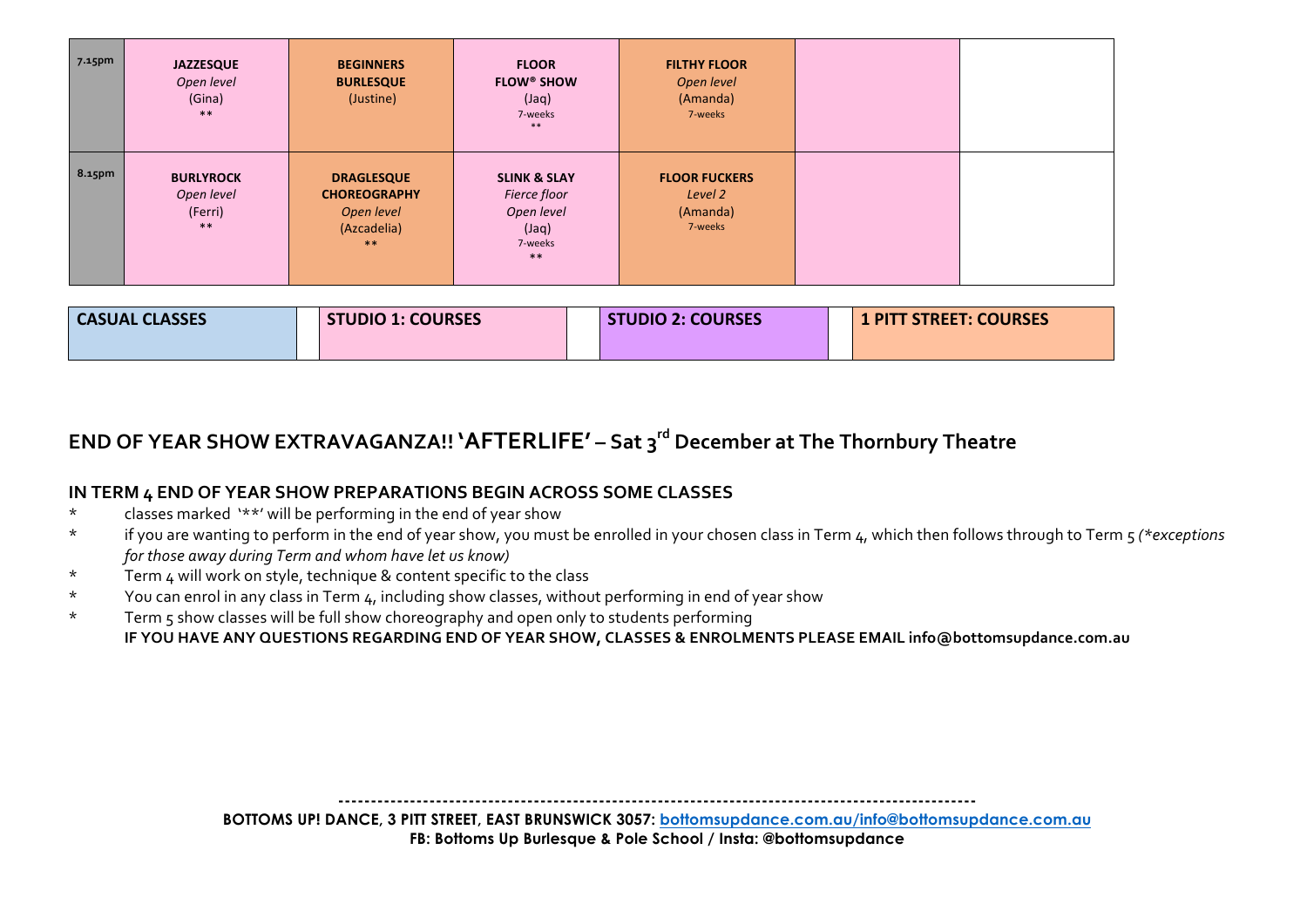| | | | | | | |
|---|---|---|---|---|---|---|
| 7.15pm | **JAZZESQUE** *Open level* (Gina) ** | **BEGINNERS BURLESQUE** (Justine) | **FLOOR FLOW® SHOW** (Jaq) 7-weeks ** | **FILTHY FLOOR** *Open level* (Amanda) 7-weeks | | |
| 8.15pm | **BURLYROCK** *Open level* (Ferri) ** | **DRAGLESQUE CHOREOGRAPHY** *Open level* (Azcadelia) ** | **SLINK & SLAY** *Fierce floor* *Open level* (Jaq) 7-weeks ** | **FLOOR FUCKERS** *Level 2* (Amanda) 7-weeks | | |

| | | | | | | |
|---|---|---|---|---|---|---|
| **CASUAL CLASSES** | | **STUDIO 1: COURSES** | | **STUDIO 2: COURSES** | | **1 PITT STREET: COURSES** |

## END OF YEAR SHOW EXTRAVAGANZA!! 'AFTERLIFE' – Sat 3rd December at The Thornbury Theatre

### IN TERM 4 END OF YEAR SHOW PREPARATIONS BEGIN ACROSS SOME CLASSES

- classes marked '**' will be performing in the end of year show
- if you are wanting to perform in the end of year show, you must be enrolled in your chosen class in Term 4, which then follows through to Term 5 *(*exceptions for those away during Term and whom have let us know)*
- Term 4 will work on style, technique & content specific to the class
- You can enrol in any class in Term 4, including show classes, without performing in end of year show
- Term 5 show classes will be full show choreography and open only to students performing

**IF YOU HAVE ANY QUESTIONS REGARDING END OF YEAR SHOW, CLASSES & ENROLMENTS PLEASE EMAIL info@bottomsupdance.com.au**

---

**BOTTOMS UP! DANCE, 3 PITT STREET, EAST BRUNSWICK 3057: bottomsupdance.com.au/info@bottomsupdance.com.au**
**FB: Bottoms Up Burlesque & Pole School / Insta: @bottomsupdance**